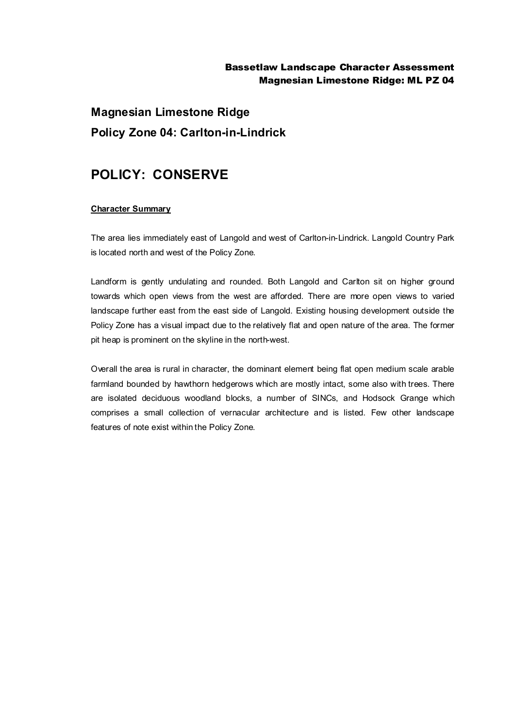# Magnesian Limestone Ridge

## Policy Zone 04: Carlton-in-Lindrick

# POLICY: CONSERVE

**Character Summary**

The area lies immediately east of Langold and west of Carlton-in-Lindrick. Langold Country Park is located north and west of the Policy Zone.

Landform is gently undulating and rounded. Both Langold and Carlton sit on higher ground towards which open views from the west are afforded. There are more open views to varied landscape further east from the east side of Langold. Existing housing development outside the Policy Zone has a visual impact due to the relatively flat and open nature of the area. The former pit heap is prominent on the skyline in the north-west.

Overall the area is rural in character, the dominant element being flat open medium scale arable farmland bounded by hawthorn hedgerows which are mostly intact, some also with trees. There are isolated deciduous woodland blocks, a number of SINCs, and Hodsock Grange which comprises a small collection of vernacular architecture and is listed. Few other landscape features of note exist within the Policy Zone.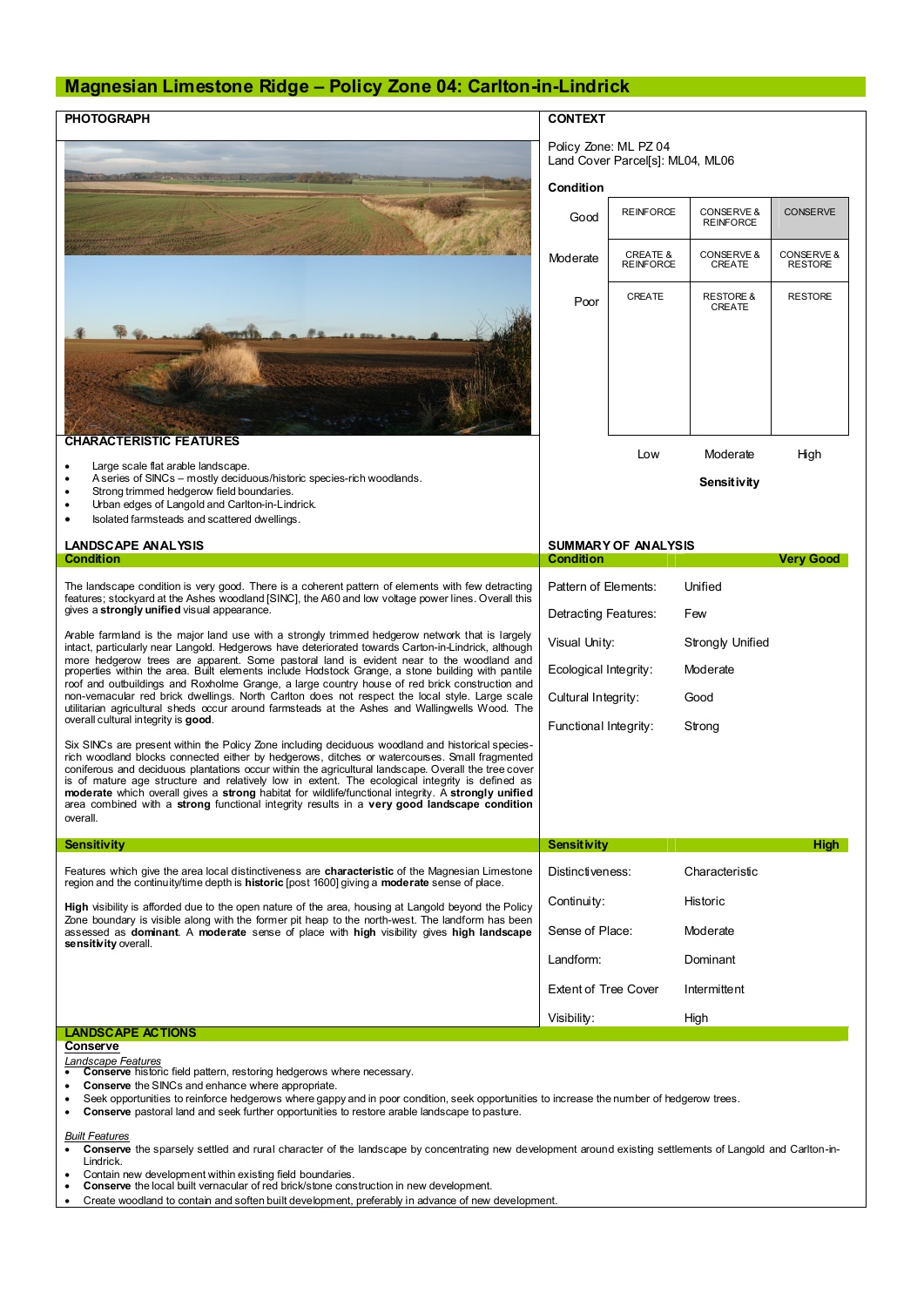# Magnesian Limestone Ridge – Policy Zone 04: Carlton-in-Lindrick

## PHOTOGRAPH

## CONTEXT

Policy Zone: ML PZ 04
Land Cover Parcel[s]: ML04, ML06

**Condition**

| | | | |
|---|---|---|---|
| Good | REINFORCE | CONSERVE & REINFORCE | CONSERVE |
| Moderate | CREATE & REINFORCE | CONSERVE & CREATE | CONSERVE & RESTORE |
| Poor | CREATE | RESTORE & CREATE | RESTORE |
| | Low | Moderate | High |

**Sensitivity**

## CHARACTERISTIC FEATURES

- Large scale flat arable landscape.
- A series of SINCs – mostly deciduous/historic species-rich woodlands.
- Strong trimmed hedgerow field boundaries.
- Urban edges of Langold and Carlton-in-Lindrick.
- Isolated farmsteads and scattered dwellings.

## LANDSCAPE ANALYSIS

### Condition

The landscape condition is very good. There is a coherent pattern of elements with few detracting features; stockyard at the Ashes woodland [SINC], the A60 and low voltage power lines. Overall this gives a **strongly unified** visual appearance.

Arable farmland is the major land use with a strongly trimmed hedgerow network that is largely intact, particularly near Langold. Hedgerows have deteriorated towards Carton-in-Lindrick, although more hedgerow trees are apparent. Some pastoral land is evident near to the woodland and properties within the area. Built elements include Hodstock Grange, a stone building with pantile roof and outbuildings and Roxholme Grange, a large country house of red brick construction and non-vernacular red brick dwellings. North Carlton does not respect the local style. Large scale utilitarian agricultural sheds occur around farmsteads at the Ashes and Wallingwells Wood. The overall cultural integrity is **good**.

Six SINCs are present within the Policy Zone including deciduous woodland and historical species-rich woodland blocks connected either by hedgerows, ditches or watercourses. Small fragmented coniferous and deciduous plantations occur within the agricultural landscape. Overall the tree cover is of mature age structure and relatively low in extent. The ecological integrity is defined as **moderate** which overall gives a **strong** habitat for wildlife/functional integrity. A **strongly unified** area combined with a **strong** functional integrity results in a **very good landscape condition** overall.

## SUMMARY OF ANALYSIS

**Condition** — **Very Good**

| | |
|---|---|
| Pattern of Elements: | Unified |
| Detracting Features: | Few |
| Visual Unity: | Strongly Unified |
| Ecological Integrity: | Moderate |
| Cultural Integrity: | Good |
| Functional Integrity: | Strong |

### Sensitivity

Features which give the area local distinctiveness are **characteristic** of the Magnesian Limestone region and the continuity/time depth is **historic** [post 1600] giving a **moderate** sense of place.

**High** visibility is afforded due to the open nature of the area, housing at Langold beyond the Policy Zone boundary is visible along with the former pit heap to the north-west. The landform has been assessed as **dominant**. A **moderate** sense of place with **high** visibility gives **high landscape sensitivity** overall.

**Sensitivity** — **High**

| | |
|---|---|
| Distinctiveness: | Characteristic |
| Continuity: | Historic |
| Sense of Place: | Moderate |
| Landform: | Dominant |
| Extent of Tree Cover | Intermittent |
| Visibility: | High |

## LANDSCAPE ACTIONS

**Conserve**

*Landscape Features*

- **Conserve** historic field pattern, restoring hedgerows where necessary.
- **Conserve** the SINCs and enhance where appropriate.
- Seek opportunities to reinforce hedgerows where gappy and in poor condition, seek opportunities to increase the number of hedgerow trees.
- **Conserve** pastoral land and seek further opportunities to restore arable landscape to pasture.

*Built Features*

- **Conserve** the sparsely settled and rural character of the landscape by concentrating new development around existing settlements of Langold and Carlton-in-Lindrick.
- Contain new development within existing field boundaries.
- **Conserve** the local built vernacular of red brick/stone construction in new development.
- Create woodland to contain and soften built development, preferably in advance of new development.